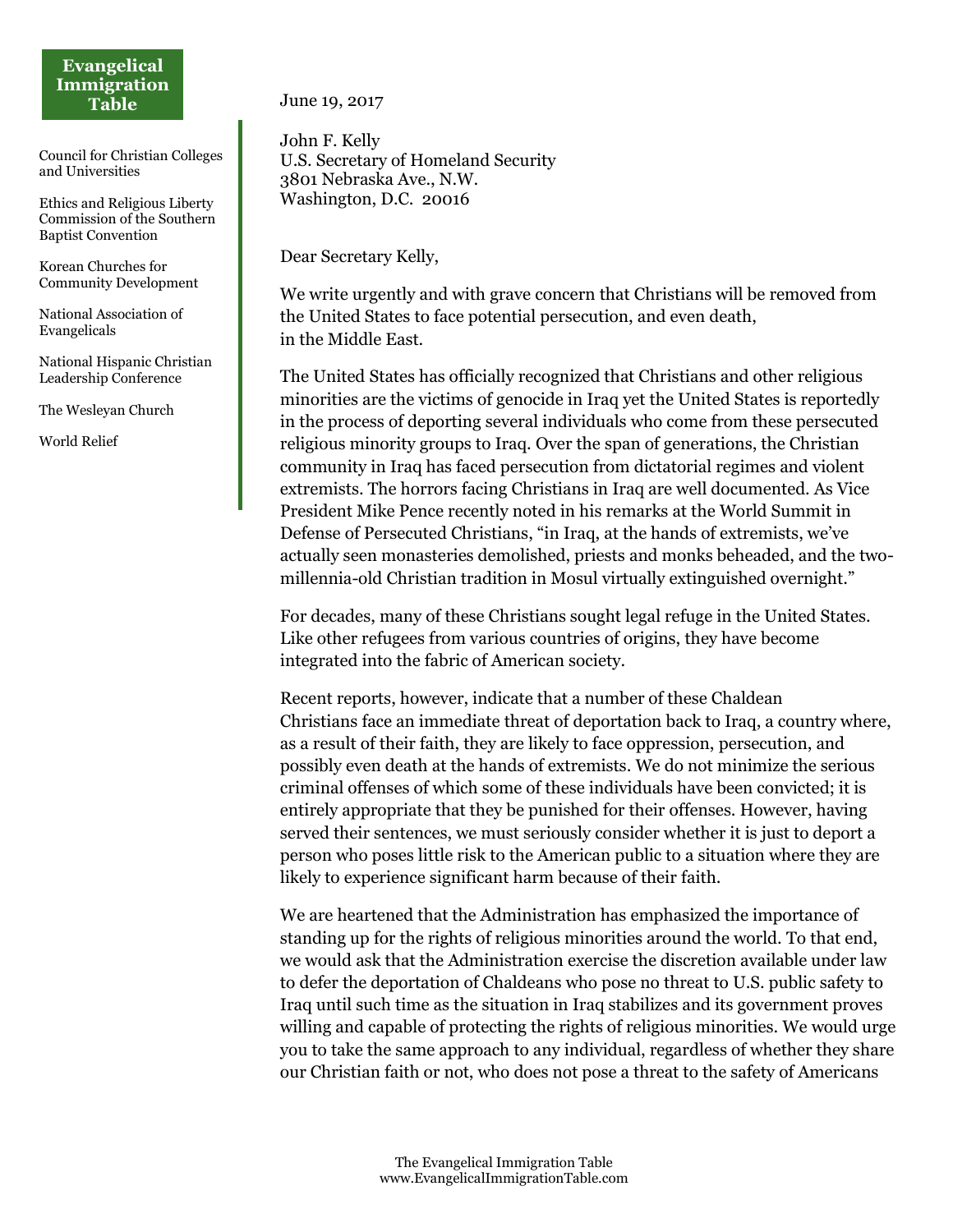**Evangelical Immigration Table**

Council for Christian Colleges and Universities

Ethics and Religious Liberty Commission of the Southern Baptist Convention

Korean Churches for Community Development

National Association of Evangelicals

National Hispanic Christian Leadership Conference

The Wesleyan Church

World Relief

June 19, 2017

John F. Kelly
U.S. Secretary of Homeland Security
3801 Nebraska Ave., N.W.
Washington, D.C. 20016

Dear Secretary Kelly,

We write urgently and with grave concern that Christians will be removed from the United States to face potential persecution, and even death, in the Middle East.

The United States has officially recognized that Christians and other religious minorities are the victims of genocide in Iraq yet the United States is reportedly in the process of deporting several individuals who come from these persecuted religious minority groups to Iraq. Over the span of generations, the Christian community in Iraq has faced persecution from dictatorial regimes and violent extremists. The horrors facing Christians in Iraq are well documented. As Vice President Mike Pence recently noted in his remarks at the World Summit in Defense of Persecuted Christians, "in Iraq, at the hands of extremists, we've actually seen monasteries demolished, priests and monks beheaded, and the two-millennia-old Christian tradition in Mosul virtually extinguished overnight."

For decades, many of these Christians sought legal refuge in the United States. Like other refugees from various countries of origins, they have become integrated into the fabric of American society.

Recent reports, however, indicate that a number of these Chaldean Christians face an immediate threat of deportation back to Iraq, a country where, as a result of their faith, they are likely to face oppression, persecution, and possibly even death at the hands of extremists. We do not minimize the serious criminal offenses of which some of these individuals have been convicted; it is entirely appropriate that they be punished for their offenses. However, having served their sentences, we must seriously consider whether it is just to deport a person who poses little risk to the American public to a situation where they are likely to experience significant harm because of their faith.

We are heartened that the Administration has emphasized the importance of standing up for the rights of religious minorities around the world. To that end, we would ask that the Administration exercise the discretion available under law to defer the deportation of Chaldeans who pose no threat to U.S. public safety to Iraq until such time as the situation in Iraq stabilizes and its government proves willing and capable of protecting the rights of religious minorities. We would urge you to take the same approach to any individual, regardless of whether they share our Christian faith or not, who does not pose a threat to the safety of Americans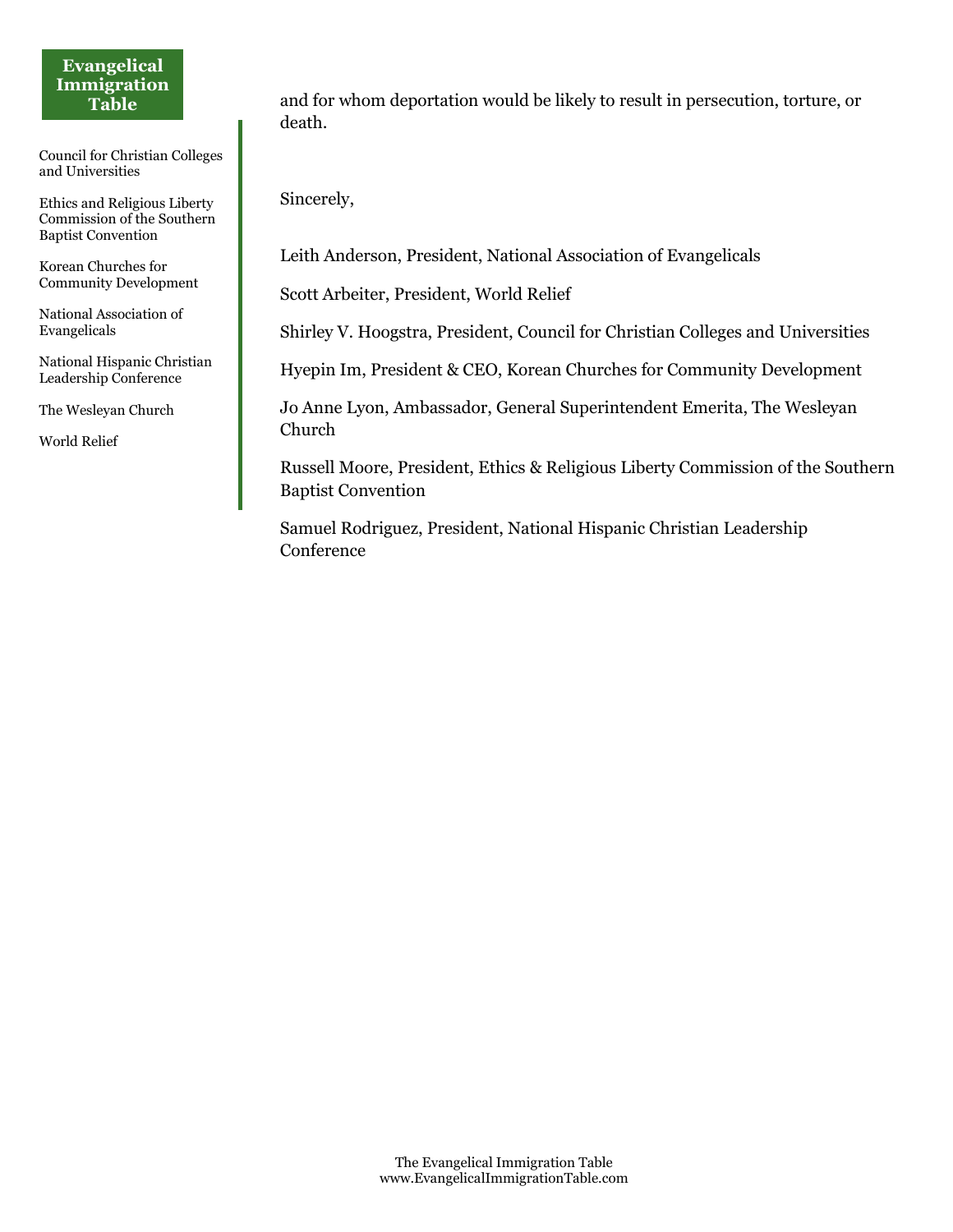**Evangelical Immigration Table**

Council for Christian Colleges and Universities

Ethics and Religious Liberty Commission of the Southern Baptist Convention

Korean Churches for Community Development

National Association of Evangelicals

National Hispanic Christian Leadership Conference

The Wesleyan Church

World Relief

and for whom deportation would be likely to result in persecution, torture, or death.

Sincerely,

Leith Anderson, President, National Association of Evangelicals

Scott Arbeiter, President, World Relief

Shirley V. Hoogstra, President, Council for Christian Colleges and Universities

Hyepin Im, President & CEO, Korean Churches for Community Development

Jo Anne Lyon, Ambassador, General Superintendent Emerita, The Wesleyan Church

Russell Moore, President, Ethics & Religious Liberty Commission of the Southern Baptist Convention

Samuel Rodriguez, President, National Hispanic Christian Leadership Conference

The Evangelical Immigration Table
www.EvangelicalImmigrationTable.com